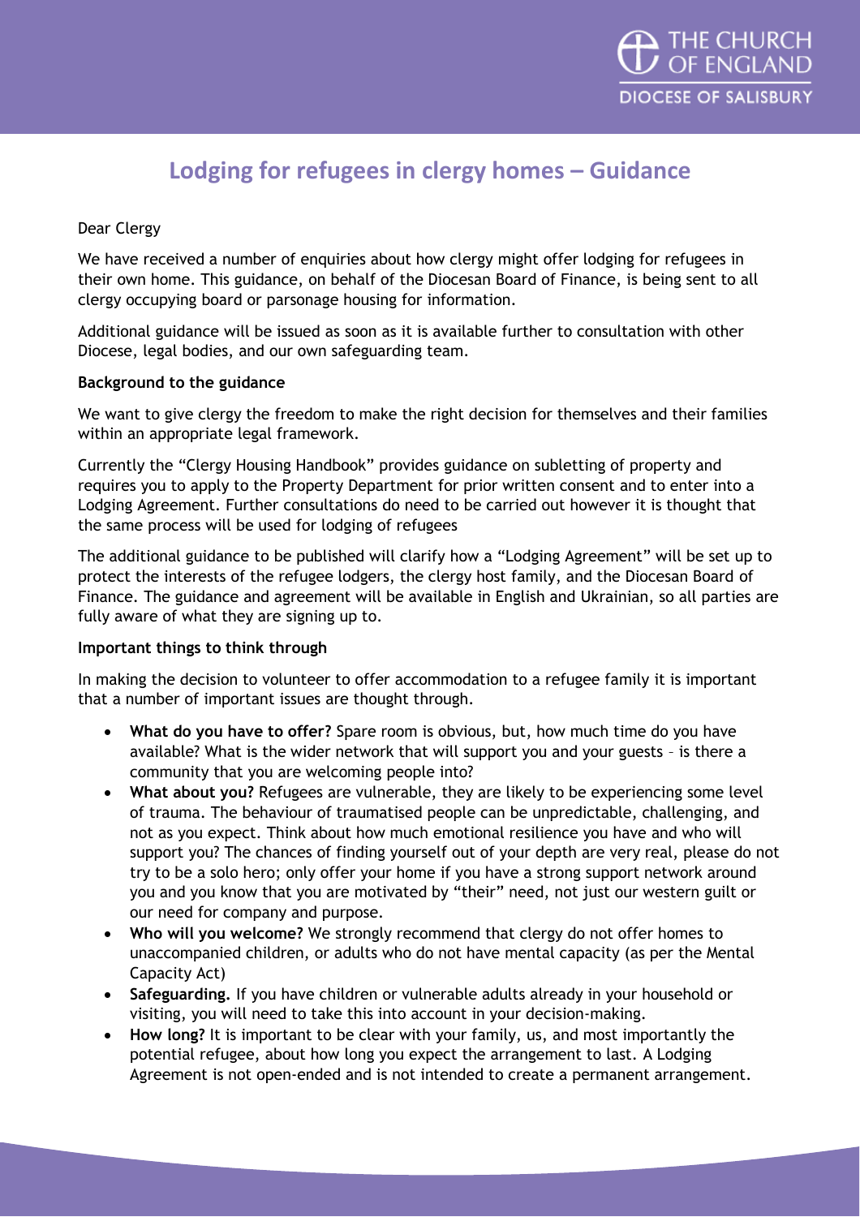# Lodging for refugees in clergy homes – Guidance

Dear Clergy

We have received a number of enquiries about how clergy might offer lodging for refugees in their own home. This guidance, on behalf of the Diocesan Board of Finance, is being sent to all clergy occupying board or parsonage housing for information.

Additional guidance will be issued as soon as it is available further to consultation with other Diocese, legal bodies, and our own safeguarding team.

**Background to the guidance**

We want to give clergy the freedom to make the right decision for themselves and their families within an appropriate legal framework.

Currently the "Clergy Housing Handbook" provides guidance on subletting of property and requires you to apply to the Property Department for prior written consent and to enter into a Lodging Agreement. Further consultations do need to be carried out however it is thought that the same process will be used for lodging of refugees

The additional guidance to be published will clarify how a "Lodging Agreement" will be set up to protect the interests of the refugee lodgers, the clergy host family, and the Diocesan Board of Finance. The guidance and agreement will be available in English and Ukrainian, so all parties are fully aware of what they are signing up to.

**Important things to think through**

In making the decision to volunteer to offer accommodation to a refugee family it is important that a number of important issues are thought through.

- **What do you have to offer?** Spare room is obvious, but, how much time do you have available? What is the wider network that will support you and your guests – is there a community that you are welcoming people into?
- **What about you?** Refugees are vulnerable, they are likely to be experiencing some level of trauma. The behaviour of traumatised people can be unpredictable, challenging, and not as you expect. Think about how much emotional resilience you have and who will support you? The chances of finding yourself out of your depth are very real, please do not try to be a solo hero; only offer your home if you have a strong support network around you and you know that you are motivated by "their" need, not just our western guilt or our need for company and purpose.
- **Who will you welcome?** We strongly recommend that clergy do not offer homes to unaccompanied children, or adults who do not have mental capacity (as per the Mental Capacity Act)
- **Safeguarding.** If you have children or vulnerable adults already in your household or visiting, you will need to take this into account in your decision-making.
- **How long?** It is important to be clear with your family, us, and most importantly the potential refugee, about how long you expect the arrangement to last. A Lodging Agreement is not open-ended and is not intended to create a permanent arrangement.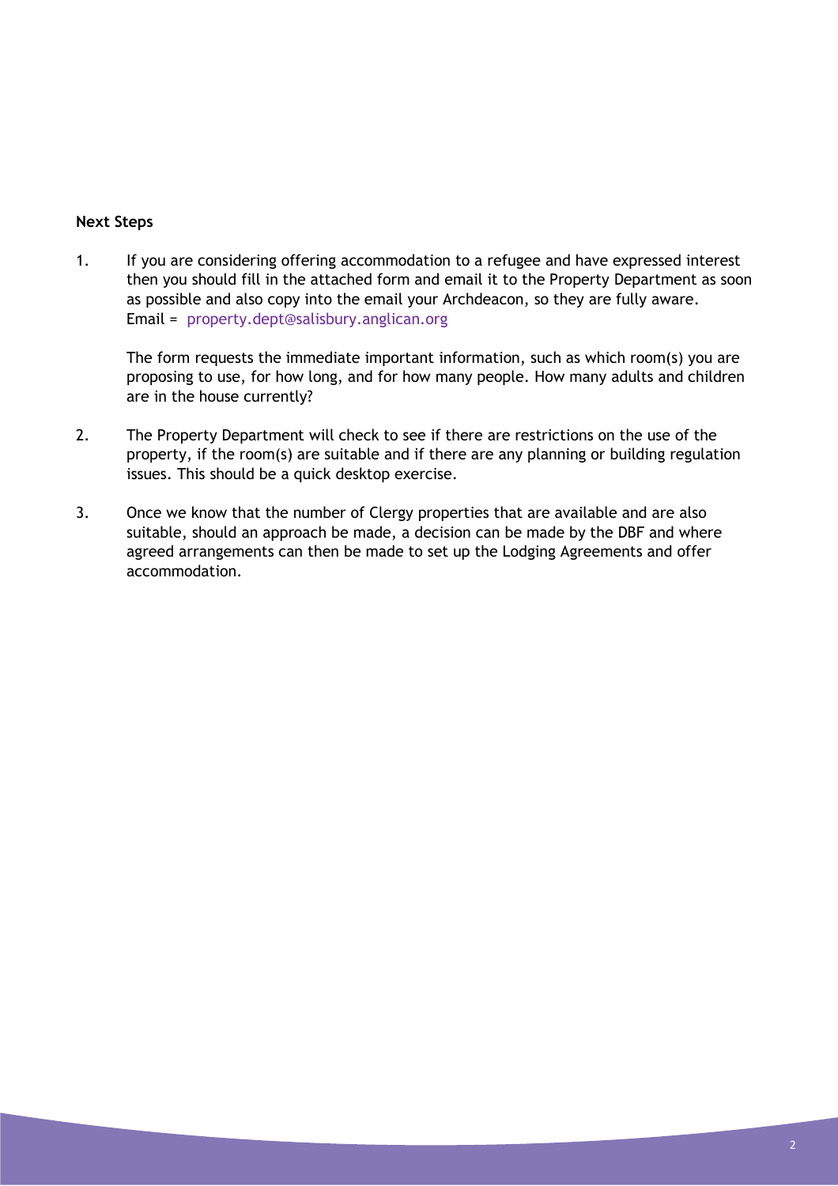**Next Steps**

1. If you are considering offering accommodation to a refugee and have expressed interest then you should fill in the attached form and email it to the Property Department as soon as possible and also copy into the email your Archdeacon, so they are fully aware.
   Email = property.dept@salisbury.anglican.org

   The form requests the immediate important information, such as which room(s) you are proposing to use, for how long, and for how many people. How many adults and children are in the house currently?

2. The Property Department will check to see if there are restrictions on the use of the property, if the room(s) are suitable and if there are any planning or building regulation issues. This should be a quick desktop exercise.

3. Once we know that the number of Clergy properties that are available and are also suitable, should an approach be made, a decision can be made by the DBF and where agreed arrangements can then be made to set up the Lodging Agreements and offer accommodation.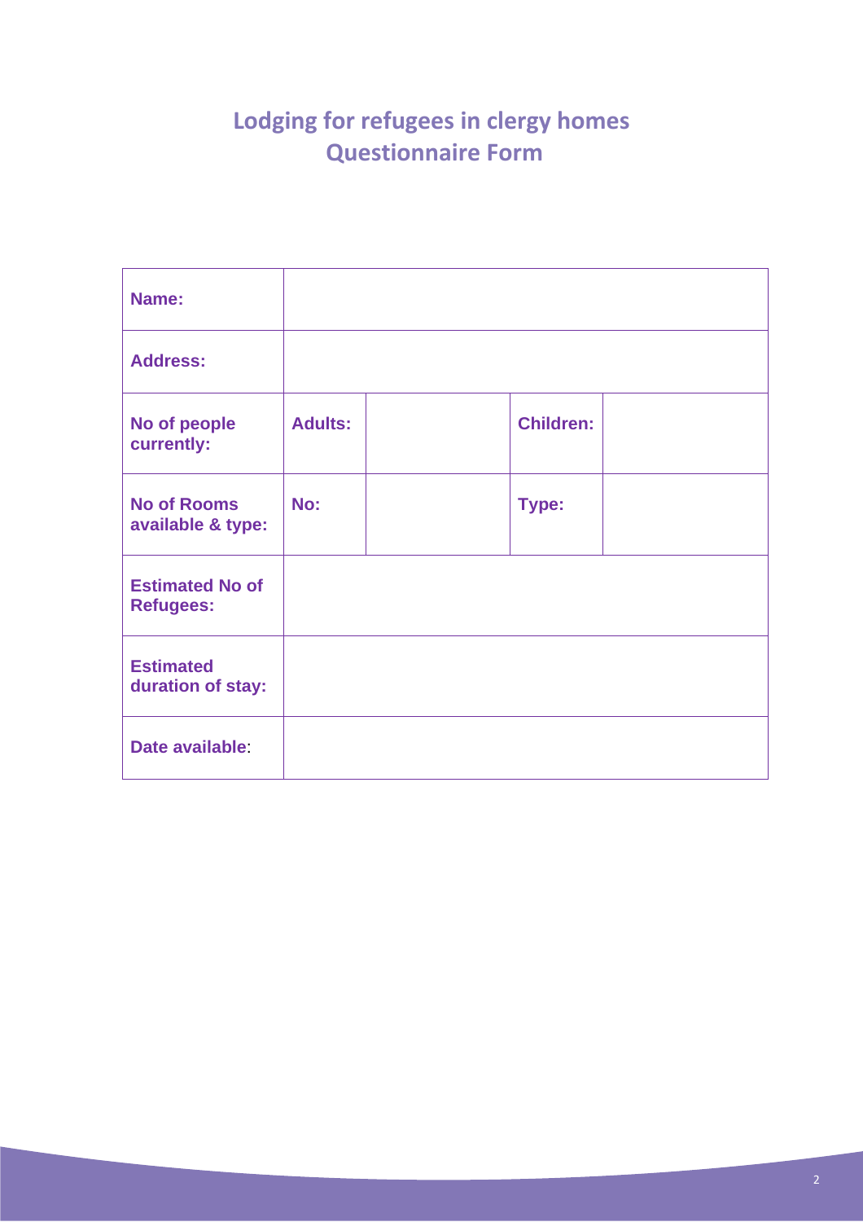# Lodging for refugees in clergy homes
# Questionnaire Form

| | | | | |
|---|---|---|---|---|
| **Name:** | | | | |
| **Address:** | | | | |
| **No of people currently:** | **Adults:** | | **Children:** | |
| **No of Rooms available & type:** | **No:** | | **Type:** | |
| **Estimated No of Refugees:** | | | | |
| **Estimated duration of stay:** | | | | |
| **Date available:** | | | | |